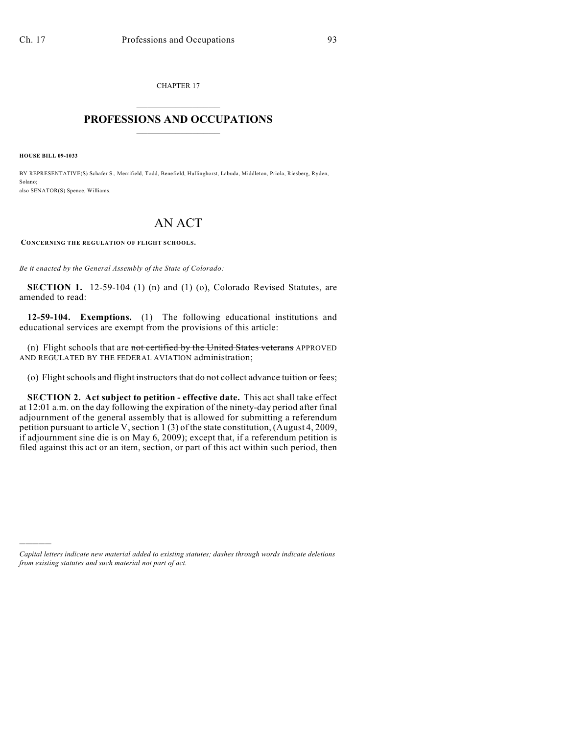CHAPTER 17

# PROFESSIONS AND OCCUPATIONS

**HOUSE BILL 09-1033**

BY REPRESENTATIVE(S) Schafer S., Merrifield, Todd, Benefield, Hullinghorst, Labuda, Middleton, Priola, Riesberg, Ryden, Solano;
also SENATOR(S) Spence, Williams.

# AN ACT

**CONCERNING THE REGULATION OF FLIGHT SCHOOLS.**

*Be it enacted by the General Assembly of the State of Colorado:*

**SECTION 1.** 12-59-104 (1) (n) and (1) (o), Colorado Revised Statutes, are amended to read:

**12-59-104. Exemptions.** (1) The following educational institutions and educational services are exempt from the provisions of this article:

(n) Flight schools that are ~~not certified by the United States veterans~~ APPROVED AND REGULATED BY THE FEDERAL AVIATION administration;

(o) ~~Flight schools and flight instructors that do not collect advance tuition or fees;~~

**SECTION 2. Act subject to petition - effective date.** This act shall take effect at 12:01 a.m. on the day following the expiration of the ninety-day period after final adjournment of the general assembly that is allowed for submitting a referendum petition pursuant to article V, section 1 (3) of the state constitution, (August 4, 2009, if adjournment sine die is on May 6, 2009); except that, if a referendum petition is filed against this act or an item, section, or part of this act within such period, then

---

*Capital letters indicate new material added to existing statutes; dashes through words indicate deletions from existing statutes and such material not part of act.*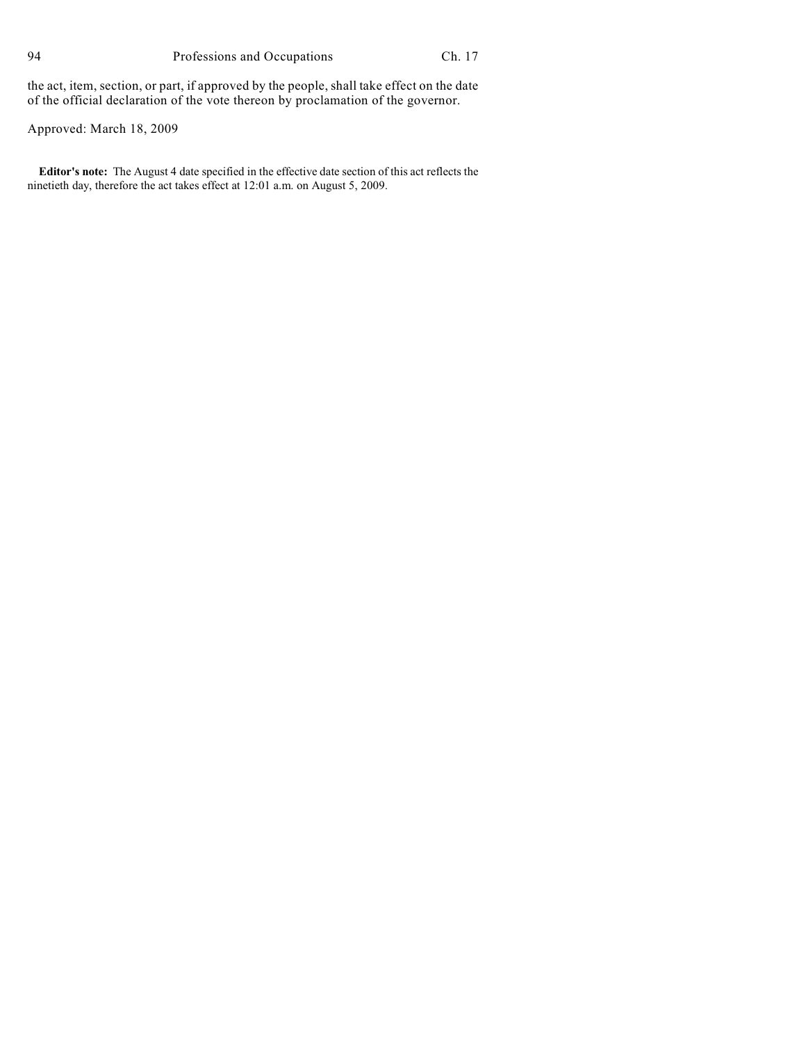the act, item, section, or part, if approved by the people, shall take effect on the date of the official declaration of the vote thereon by proclamation of the governor.

Approved: March 18, 2009

**Editor's note:** The August 4 date specified in the effective date section of this act reflects the ninetieth day, therefore the act takes effect at 12:01 a.m. on August 5, 2009.